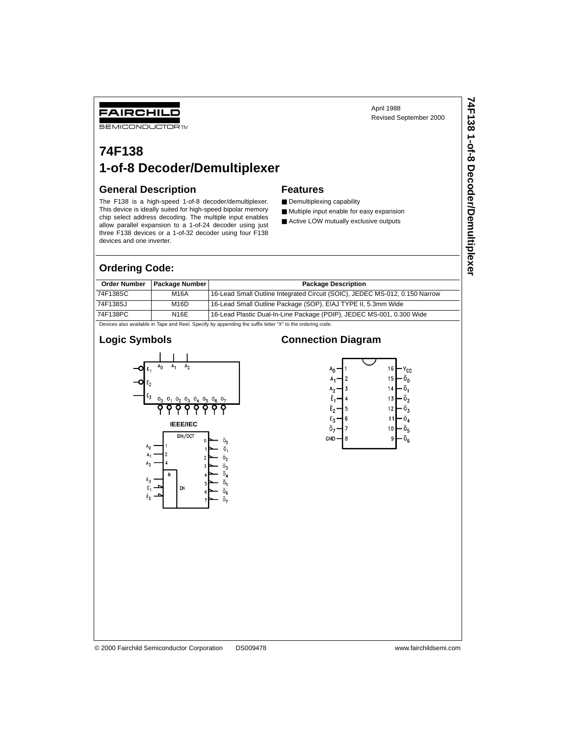April 1988
Revised September 2000

# 74F138
# 1-of-8 Decoder/Demultiplexer

## General Description

The F138 is a high-speed 1-of-8 decoder/demultiplexer. This device is ideally suited for high-speed bipolar memory chip select address decoding. The multiple input enables allow parallel expansion to a 1-of-24 decoder using just three F138 devices or a 1-of-32 decoder using four F138 devices and one inverter.

## Features

- Demultiplexing capability
- Multiple input enable for easy expansion
- Active LOW mutually exclusive outputs

## Ordering Code:

| Order Number | Package Number | Package Description |
|---|---|---|
| 74F138SC | M16A | 16-Lead Small Outline Integrated Circuit (SOIC), JEDEC MS-012, 0.150 Narrow |
| 74F138SJ | M16D | 16-Lead Small Outline Package (SOP), EIAJ TYPE II, 5.3mm Wide |
| 74F138PC | N16E | 16-Lead Plastic Dual-In-Line Package (PDIP), JEDEC MS-001, 0.300 Wide |

Devices also available in Tape and Reel. Specify by appending the suffix letter "X" to the ordering code.

## Logic Symbols

IEEE/IEC

## Connection Diagram

© 2000 Fairchild Semiconductor Corporation DS009478 www.fairchildsemi.com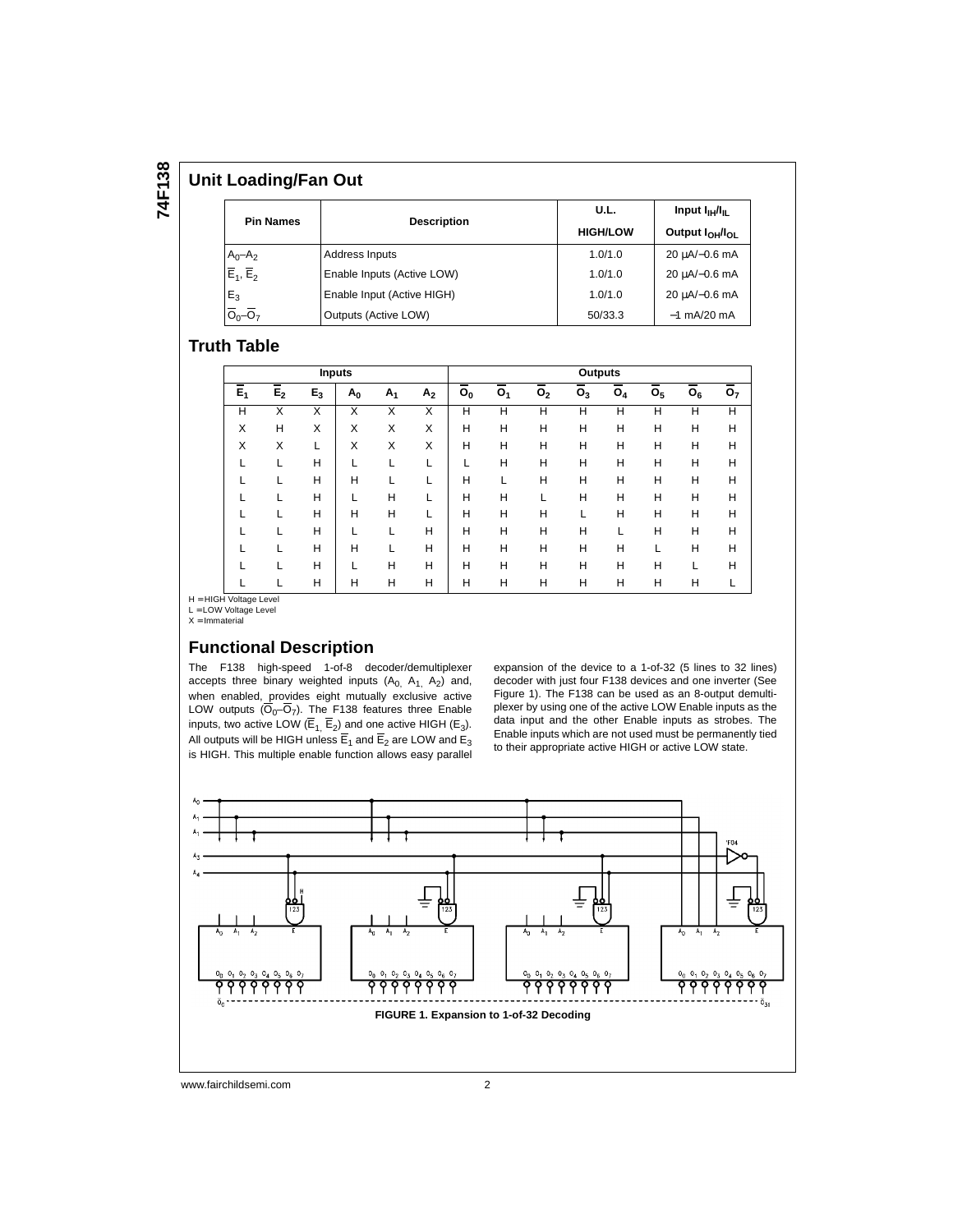## Unit Loading/Fan Out

| Pin Names | Description | U.L. HIGH/LOW | Input $I_{IH}/I_{IL}$ Output $I_{OH}/I_{OL}$ |
|---|---|---|---|
| $A_0$–$A_2$ | Address Inputs | 1.0/1.0 | 20 µA/−0.6 mA |
| $\overline{E}_1$, $\overline{E}_2$ | Enable Inputs (Active LOW) | 1.0/1.0 | 20 µA/−0.6 mA |
| $E_3$ | Enable Input (Active HIGH) | 1.0/1.0 | 20 µA/−0.6 mA |
| $\overline{O}_0$–$\overline{O}_7$ | Outputs (Active LOW) | 50/33.3 | −1 mA/20 mA |

## Truth Table

| Inputs | | | | | | Outputs | | | | | | | |
|---|---|---|---|---|---|---|---|---|---|---|---|---|---|
| $\overline{E}_1$ | $\overline{E}_2$ | $E_3$ | $A_0$ | $A_1$ | $A_2$ | $\overline{O}_0$ | $\overline{O}_1$ | $\overline{O}_2$ | $\overline{O}_3$ | $\overline{O}_4$ | $\overline{O}_5$ | $\overline{O}_6$ | $\overline{O}_7$ |
| H | X | X | X | X | X | H | H | H | H | H | H | H | H |
| X | H | X | X | X | X | H | H | H | H | H | H | H | H |
| X | X | L | X | X | X | H | H | H | H | H | H | H | H |
| L | L | H | L | L | L | L | H | H | H | H | H | H | H |
| L | L | H | H | L | L | H | L | H | H | H | H | H | H |
| L | L | H | L | H | L | H | H | L | H | H | H | H | H |
| L | L | H | H | H | L | H | H | H | L | H | H | H | H |
| L | L | H | L | L | H | H | H | H | H | L | H | H | H |
| L | L | H | H | L | H | H | H | H | H | H | L | H | H |
| L | L | H | L | H | H | H | H | H | H | H | H | L | H |
| L | L | H | H | H | H | H | H | H | H | H | H | H | L |

H = HIGH Voltage Level
L = LOW Voltage Level
X = Immaterial

## Functional Description

The F138 high-speed 1-of-8 decoder/demultiplexer accepts three binary weighted inputs ($A_0$, $A_1$, $A_2$) and, when enabled, provides eight mutually exclusive active LOW outputs ($\overline{O}_0$–$\overline{O}_7$). The F138 features three Enable inputs, two active LOW ($\overline{E}_1$, $\overline{E}_2$) and one active HIGH ($E_3$). All outputs will be HIGH unless $\overline{E}_1$ and $\overline{E}_2$ are LOW and $E_3$ is HIGH. This multiple enable function allows easy parallel expansion of the device to a 1-of-32 (5 lines to 32 lines) decoder with just four F138 devices and one inverter (See Figure 1). The F138 can be used as an 8-output demultiplexer by using one of the active LOW Enable inputs as the data input and the other Enable inputs as strobes. The Enable inputs which are not used must be permanently tied to their appropriate active HIGH or active LOW state.

**FIGURE 1. Expansion to 1-of-32 Decoding**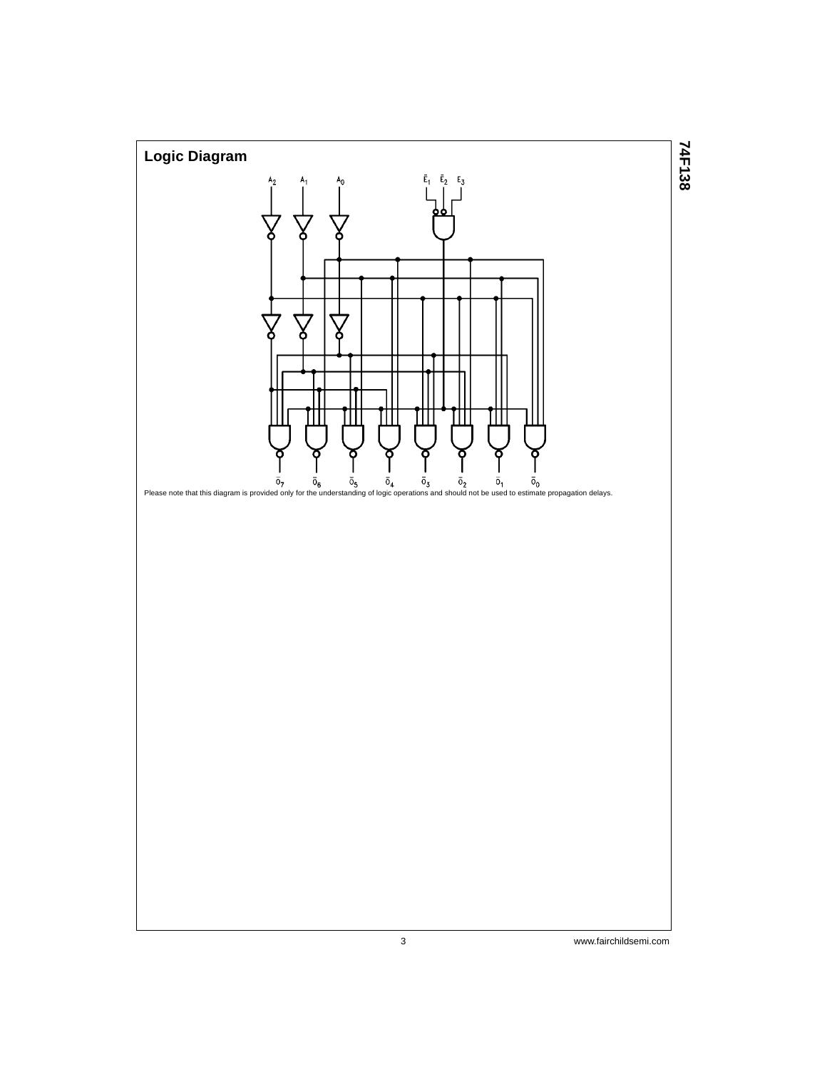## Logic Diagram

Please note that this diagram is provided only for the understanding of logic operations and should not be used to estimate propagation delays.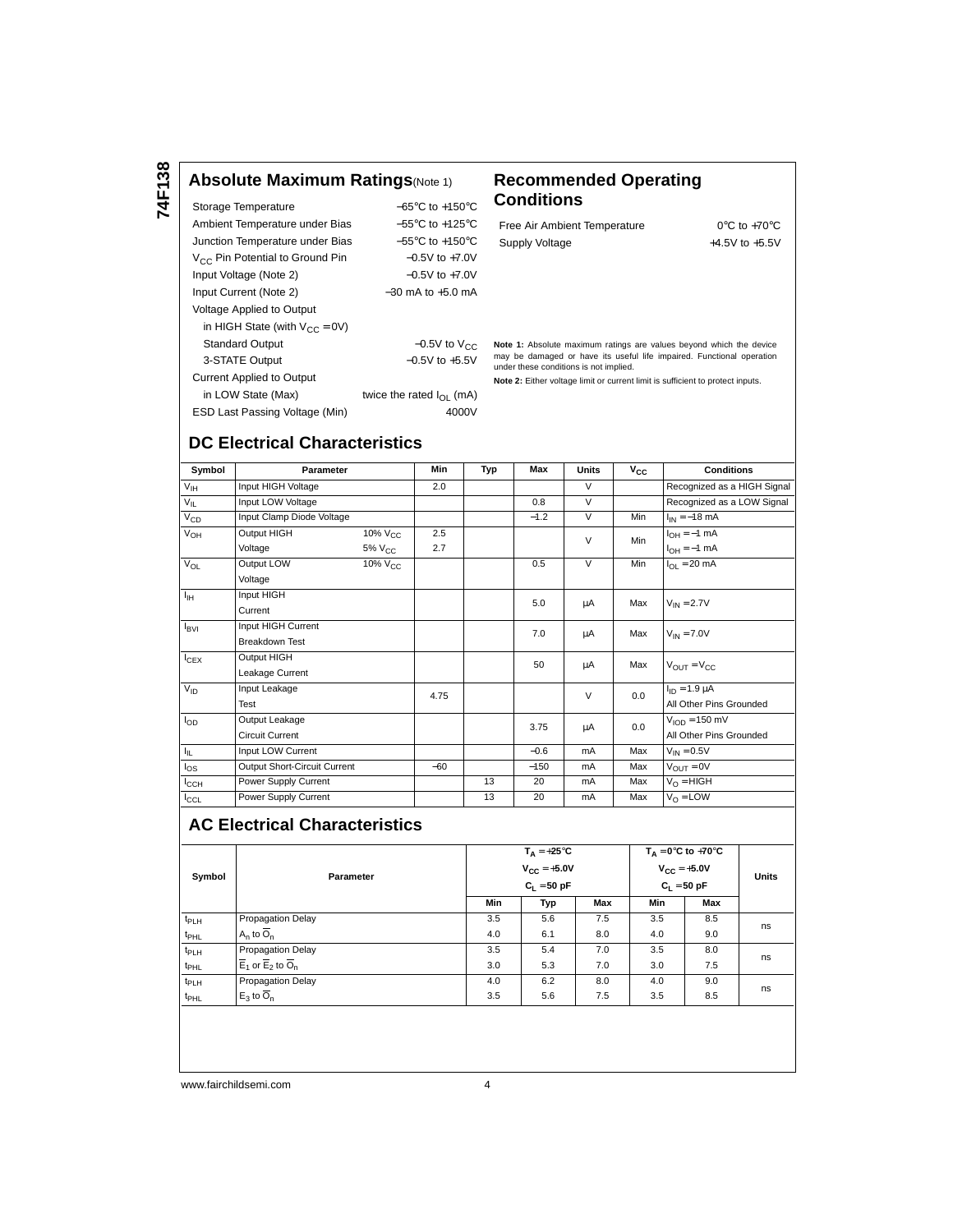## Absolute Maximum Ratings (Note 1)

| | |
|---|---|
| Storage Temperature | −65°C to +150°C |
| Ambient Temperature under Bias | −55°C to +125°C |
| Junction Temperature under Bias | −55°C to +150°C |
| $V_{CC}$ Pin Potential to Ground Pin | −0.5V to +7.0V |
| Input Voltage (Note 2) | −0.5V to +7.0V |
| Input Current (Note 2) | −30 mA to +5.0 mA |
| Voltage Applied to Output in HIGH State (with $V_{CC}$ = 0V) | |
| Standard Output | −0.5V to $V_{CC}$ |
| 3-STATE Output | −0.5V to +5.5V |
| Current Applied to Output in LOW State (Max) | twice the rated $I_{OL}$ (mA) |
| ESD Last Passing Voltage (Min) | 4000V |

## Recommended Operating Conditions

| | |
|---|---|
| Free Air Ambient Temperature | 0°C to +70°C |
| Supply Voltage | +4.5V to +5.5V |

**Note 1:** Absolute maximum ratings are values beyond which the device may be damaged or have its useful life impaired. Functional operation under these conditions is not implied.

**Note 2:** Either voltage limit or current limit is sufficient to protect inputs.

## DC Electrical Characteristics

| Symbol | Parameter | | Min | Typ | Max | Units | $V_{CC}$ | Conditions |
|---|---|---|---|---|---|---|---|---|
| $V_{IH}$ | Input HIGH Voltage | | 2.0 | | | V | | Recognized as a HIGH Signal |
| $V_{IL}$ | Input LOW Voltage | | | | 0.8 | V | | Recognized as a LOW Signal |
| $V_{CD}$ | Input Clamp Diode Voltage | | | | −1.2 | V | Min | $I_{IN}$ = −18 mA |
| $V_{OH}$ | Output HIGH Voltage | 10% $V_{CC}$ | 2.5 | | | V | Min | $I_{OH}$ = −1 mA |
| | | 5% $V_{CC}$ | 2.7 | | | | | $I_{OH}$ = −1 mA |
| $V_{OL}$ | Output LOW Voltage | 10% $V_{CC}$ | | | 0.5 | V | Min | $I_{OL}$ = 20 mA |
| $I_{IH}$ | Input HIGH Current | | | | 5.0 | µA | Max | $V_{IN}$ = 2.7V |
| $I_{BVI}$ | Input HIGH Current Breakdown Test | | | | 7.0 | µA | Max | $V_{IN}$ = 7.0V |
| $I_{CEX}$ | Output HIGH Leakage Current | | | | 50 | µA | Max | $V_{OUT}$ = $V_{CC}$ |
| $V_{ID}$ | Input Leakage Test | | 4.75 | | | V | 0.0 | $I_{ID}$ = 1.9 µA All Other Pins Grounded |
| $I_{OD}$ | Output Leakage Circuit Current | | | | 3.75 | µA | 0.0 | $V_{IOD}$ = 150 mV All Other Pins Grounded |
| $I_{IL}$ | Input LOW Current | | | | −0.6 | mA | Max | $V_{IN}$ = 0.5V |
| $I_{OS}$ | Output Short-Circuit Current | | −60 | | −150 | mA | Max | $V_{OUT}$ = 0V |
| $I_{CCH}$ | Power Supply Current | | | 13 | 20 | mA | Max | $V_O$ = HIGH |
| $I_{CCL}$ | Power Supply Current | | | 13 | 20 | mA | Max | $V_O$ = LOW |

## AC Electrical Characteristics

| Symbol | Parameter | $T_A$ = +25°C, $V_{CC}$ = +5.0V, $C_L$ = 50 pF | | | $T_A$ = 0°C to +70°C, $V_{CC}$ = +5.0V, $C_L$ = 50 pF | | Units |
|---|---|---|---|---|---|---|---|
| | | Min | Typ | Max | Min | Max | |
| $t_{PLH}$ | Propagation Delay | 3.5 | 5.6 | 7.5 | 3.5 | 8.5 | ns |
| $t_{PHL}$ | $A_n$ to $\overline{O}_n$ | 4.0 | 6.1 | 8.0 | 4.0 | 9.0 | |
| $t_{PLH}$ | Propagation Delay | 3.5 | 5.4 | 7.0 | 3.5 | 8.0 | ns |
| $t_{PHL}$ | $\overline{E}_1$ or $\overline{E}_2$ to $\overline{O}_n$ | 3.0 | 5.3 | 7.0 | 3.0 | 7.5 | |
| $t_{PLH}$ | Propagation Delay | 4.0 | 6.2 | 8.0 | 4.0 | 9.0 | ns |
| $t_{PHL}$ | $E_3$ to $\overline{O}_n$ | 3.5 | 5.6 | 7.5 | 3.5 | 8.5 | |